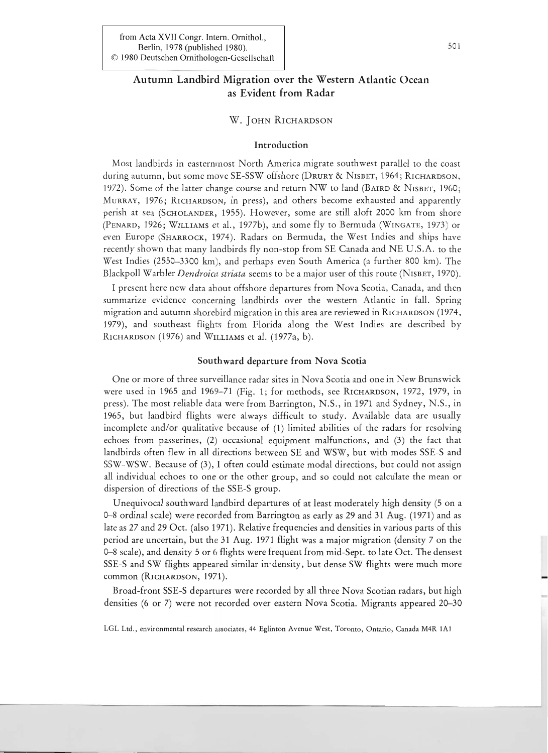from Acta XVII Congr. Intern. Ornithol., Berlin, 1978 (published 1980). © 1980 Deutschen Ornithologen-Gesellschaft

# Autumn Landbird Migration over the Western Atlantic Ocean as Evident from Radar

W. John Richardson

## Introduction

Most landbirds in easternmost North America migrate southwest parallel to the coast during autumn, but some move SE-SSW offshore (Drury & Nisbet, 1964; Richardson, 1972). Some of the latter change course and return NW to land (Baird & Nisbet, 1960; Murray, 1976; Richardson, in press), and others become exhausted and apparently perish at sea (Scholander, 1955). However, some are still aloft 2000 km from shore (Penard, 1926; Williams et al., 1977b), and some fly to Bermuda (Wingate, 1973) or even Europe (Sharrock, 1974). Radars on Bermuda, the West Indies and ships have recently shown that many landbirds fly non-stop from SE Canada and NE U.S.A. to the West Indies (2550–3300 km), and perhaps even South America (a further 800 km). The Blackpoll Warbler *Dendroica striata* seems to be a major user of this route (Nisbet, 1970).

I present here new data about offshore departures from Nova Scotia, Canada, and then summarize evidence concerning landbirds over the western Atlantic in fall. Spring migration and autumn shorebird migration in this area are reviewed in Richardson (1974, 1979), and southeast flights from Florida along the West Indies are described by Richardson (1976) and Williams et al. (1977a, b).

## Southward departure from Nova Scotia

One or more of three surveillance radar sites in Nova Scotia and one in New Brunswick were used in 1965 and 1969–71 (Fig. 1; for methods, see Richardson, 1972, 1979, in press). The most reliable data were from Barrington, N.S., in 1971 and Sydney, N.S., in 1965, but landbird flights were always difficult to study. Available data are usually incomplete and/or qualitative because of (1) limited abilities of the radars for resolving echoes from passerines, (2) occasional equipment malfunctions, and (3) the fact that landbirds often flew in all directions between SE and WSW, but with modes SSE-S and SSW-WSW. Because of (3), I often could estimate modal directions, but could not assign all individual echoes to one or the other group, and so could not calculate the mean or dispersion of directions of the SSE-S group.

Unequivocal southward landbird departures of at least moderately high density (5 on a 0–8 ordinal scale) were recorded from Barrington as early as 29 and 31 Aug. (1971) and as late as 27 and 29 Oct. (also 1971). Relative frequencies and densities in various parts of this period are uncertain, but the 31 Aug. 1971 flight was a major migration (density 7 on the 0–8 scale), and density 5 or 6 flights were frequent from mid-Sept. to late Oct. The densest SSE-S and SW flights appeared similar in density, but dense SW flights were much more common (Richardson, 1971).

Broad-front SSE-S departures were recorded by all three Nova Scotian radars, but high densities (6 or 7) were not recorded over eastern Nova Scotia. Migrants appeared 20–30

LGL Ltd., environmental research associates, 44 Eglinton Avenue West, Toronto, Ontario, Canada M4R 1A1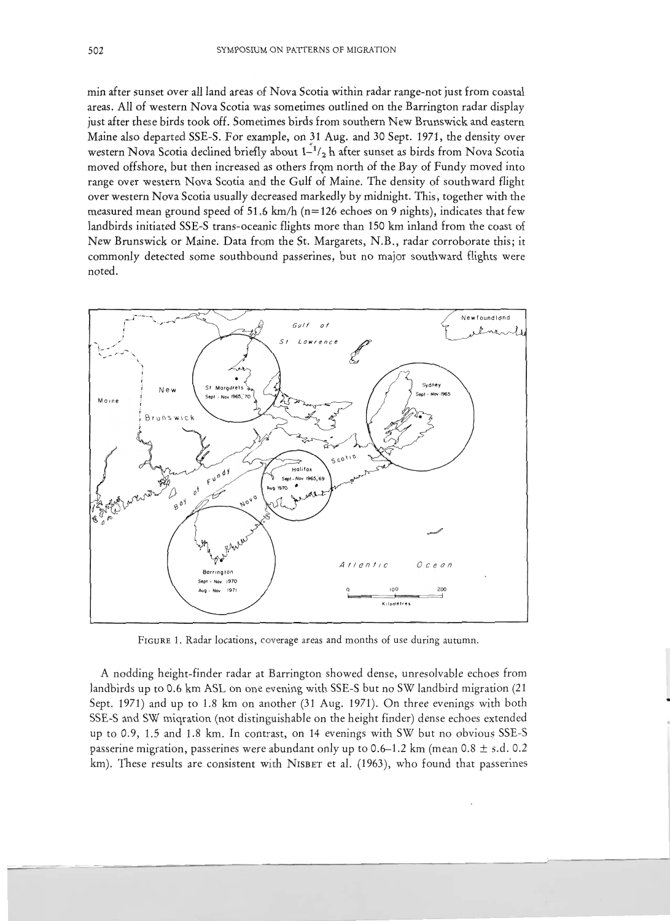min after sunset over all land areas of Nova Scotia within radar range-not just from coastal areas. All of western Nova Scotia was sometimes outlined on the Barrington radar display just after these birds took off. Sometimes birds from southern New Brunswick and eastern Maine also departed SSE-S. For example, on 31 Aug. and 30 Sept. 1971, the density over western Nova Scotia declined briefly about $1\text{-}^{1}/_{2}$ h after sunset as birds from Nova Scotia moved offshore, but then increased as others from north of the Bay of Fundy moved into range over western Nova Scotia and the Gulf of Maine. The density of southward flight over western Nova Scotia usually decreased markedly by midnight. This, together with the measured mean ground speed of 51.6 km/h (n=126 echoes on 9 nights), indicates that few landbirds initiated SSE-S trans-oceanic flights more than 150 km inland from the coast of New Brunswick or Maine. Data from the St. Margarets, N.B., radar corroborate this; it commonly detected some southbound passerines, but no major southward flights were noted.

FIGURE 1. Radar locations, coverage areas and months of use during autumn.

A nodding height-finder radar at Barrington showed dense, unresolvable echoes from landbirds up to 0.6 km ASL on one evening with SSE-S but no SW landbird migration (21 Sept. 1971) and up to 1.8 km on another (31 Aug. 1971). On three evenings with both SSE-S and SW migration (not distinguishable on the height finder) dense echoes extended up to 0.9, 1.5 and 1.8 km. In contrast, on 14 evenings with SW but no obvious SSE-S passerine migration, passerines were abundant only up to 0.6–1.2 km (mean 0.8 ± s.d. 0.2 km). These results are consistent with NISBET et al. (1963), who found that passerines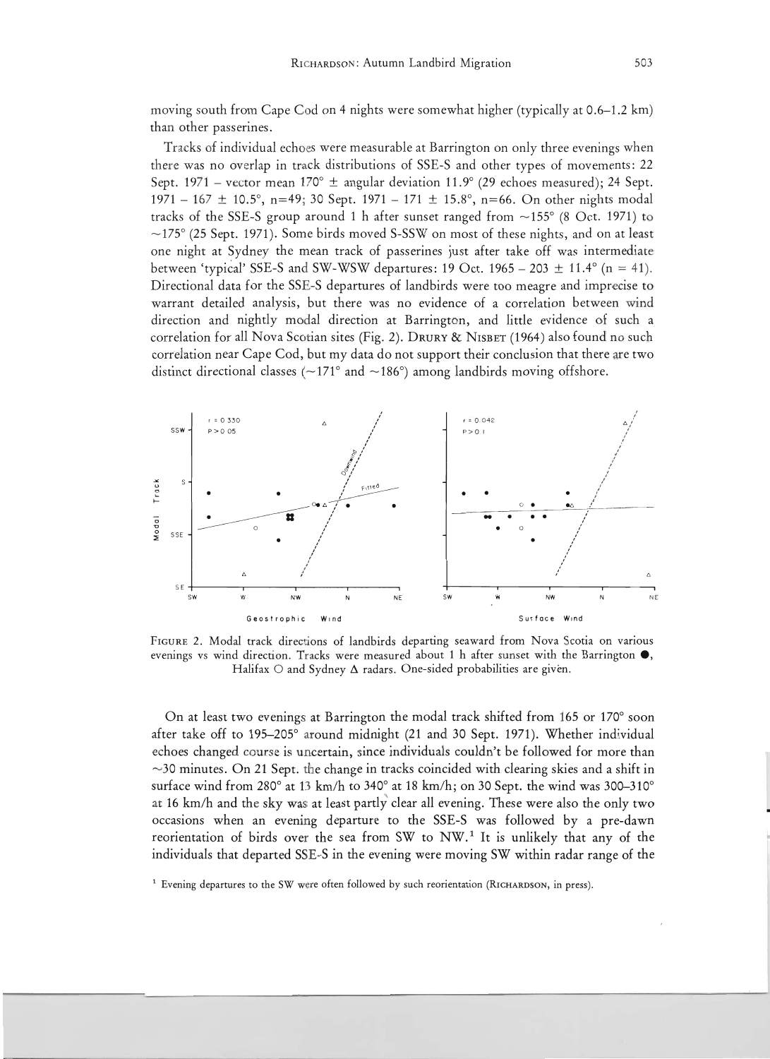moving south from Cape Cod on 4 nights were somewhat higher (typically at 0.6–1.2 km) than other passerines.

Tracks of individual echoes were measurable at Barrington on only three evenings when there was no overlap in track distributions of SSE-S and other types of movements: 22 Sept. 1971 – vector mean 170° ± angular deviation 11.9° (29 echoes measured); 24 Sept. 1971 – 167 ± 10.5°, n=49; 30 Sept. 1971 – 171 ± 15.8°, n=66. On other nights modal tracks of the SSE-S group around 1 h after sunset ranged from ~155° (8 Oct. 1971) to ~175° (25 Sept. 1971). Some birds moved S-SSW on most of these nights, and on at least one night at Sydney the mean track of passerines just after take off was intermediate between 'typical' SSE-S and SW-WSW departures: 19 Oct. 1965 – 203 ± 11.4° (n = 41). Directional data for the SSE-S departures of landbirds were too meagre and imprecise to warrant detailed analysis, but there was no evidence of a correlation between wind direction and nightly modal direction at Barrington, and little evidence of such a correlation for all Nova Scotian sites (Fig. 2). Drury & Nisbet (1964) also found no such correlation near Cape Cod, but my data do not support their conclusion that there are two distinct directional classes (~171° and ~186°) among landbirds moving offshore.

FIGURE 2. Modal track directions of landbirds departing seaward from Nova Scotia on various evenings vs wind direction. Tracks were measured about 1 h after sunset with the Barrington ●, Halifax ○ and Sydney Δ radars. One-sided probabilities are given.

On at least two evenings at Barrington the modal track shifted from 165 or 170° soon after take off to 195–205° around midnight (21 and 30 Sept. 1971). Whether individual echoes changed course is uncertain, since individuals couldn't be followed for more than ~30 minutes. On 21 Sept. the change in tracks coincided with clearing skies and a shift in surface wind from 280° at 13 km/h to 340° at 18 km/h; on 30 Sept. the wind was 300–310° at 16 km/h and the sky was at least partly clear all evening. These were also the only two occasions when an evening departure to the SSE-S was followed by a pre-dawn reorientation of birds over the sea from SW to NW.[1] It is unlikely that any of the individuals that departed SSE-S in the evening were moving SW within radar range of the

[1] Evening departures to the SW were often followed by such reorientation (Richardson, in press).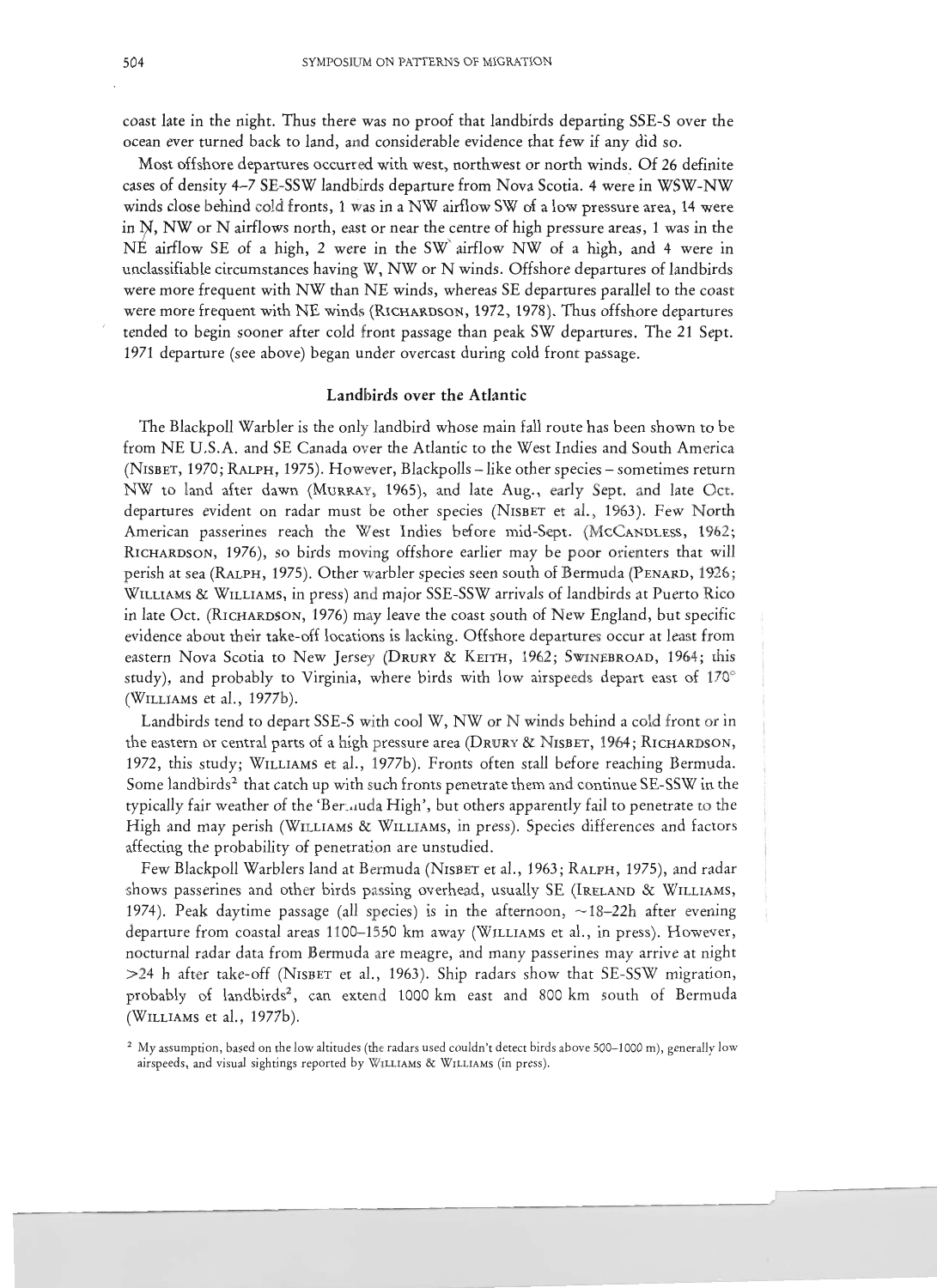coast late in the night. Thus there was no proof that landbirds departing SSE-S over the ocean ever turned back to land, and considerable evidence that few if any did so.

Most offshore departures occurred with west, northwest or north winds. Of 26 definite cases of density 4–7 SE-SSW landbirds departure from Nova Scotia. 4 were in WSW-NW winds close behind cold fronts, 1 was in a NW airflow SW of a low pressure area, 14 were in N, NW or N airflows north, east or near the centre of high pressure areas, 1 was in the NE airflow SE of a high, 2 were in the SW airflow NW of a high, and 4 were in unclassifiable circumstances having W, NW or N winds. Offshore departures of landbirds were more frequent with NW than NE winds, whereas SE departures parallel to the coast were more frequent with NE winds (RICHARDSON, 1972, 1978). Thus offshore departures tended to begin sooner after cold front passage than peak SW departures. The 21 Sept. 1971 departure (see above) began under overcast during cold front passage.

## Landbirds over the Atlantic

The Blackpoll Warbler is the only landbird whose main fall route has been shown to be from NE U.S.A. and SE Canada over the Atlantic to the West Indies and South America (NISBET, 1970; RALPH, 1975). However, Blackpolls – like other species – sometimes return NW to land after dawn (MURRAY, 1965), and late Aug., early Sept. and late Oct. departures evident on radar must be other species (NISBET et al., 1963). Few North American passerines reach the West Indies before mid-Sept. (MCCANDLESS, 1962; RICHARDSON, 1976), so birds moving offshore earlier may be poor orienters that will perish at sea (RALPH, 1975). Other warbler species seen south of Bermuda (PENARD, 1926; WILLIAMS & WILLIAMS, in press) and major SSE-SSW arrivals of landbirds at Puerto Rico in late Oct. (RICHARDSON, 1976) may leave the coast south of New England, but specific evidence about their take-off locations is lacking. Offshore departures occur at least from eastern Nova Scotia to New Jersey (DRURY & KEITH, 1962; SWINEBROAD, 1964; this study), and probably to Virginia, where birds with low airspeeds depart east of 170° (WILLIAMS et al., 1977b).

Landbirds tend to depart SSE-S with cool W, NW or N winds behind a cold front or in the eastern or central parts of a high pressure area (DRURY & NISBET, 1964; RICHARDSON, 1972, this study; WILLIAMS et al., 1977b). Fronts often stall before reaching Bermuda. Some landbirds[2] that catch up with such fronts penetrate them and continue SE-SSW in the typically fair weather of the 'Bermuda High', but others apparently fail to penetrate to the High and may perish (WILLIAMS & WILLIAMS, in press). Species differences and factors affecting the probability of penetration are unstudied.

Few Blackpoll Warblers land at Bermuda (NISBET et al., 1963; RALPH, 1975), and radar shows passerines and other birds passing overhead, usually SE (IRELAND & WILLIAMS, 1974). Peak daytime passage (all species) is in the afternoon, ~18–22h after evening departure from coastal areas 1100–1550 km away (WILLIAMS et al., in press). However, nocturnal radar data from Bermuda are meagre, and many passerines may arrive at night >24 h after take-off (NISBET et al., 1963). Ship radars show that SE-SSW migration, probably of landbirds[2], can extend 1000 km east and 800 km south of Bermuda (WILLIAMS et al., 1977b).

[2] My assumption, based on the low altitudes (the radars used couldn't detect birds above 500–1000 m), generally low airspeeds, and visual sightings reported by WILLIAMS & WILLIAMS (in press).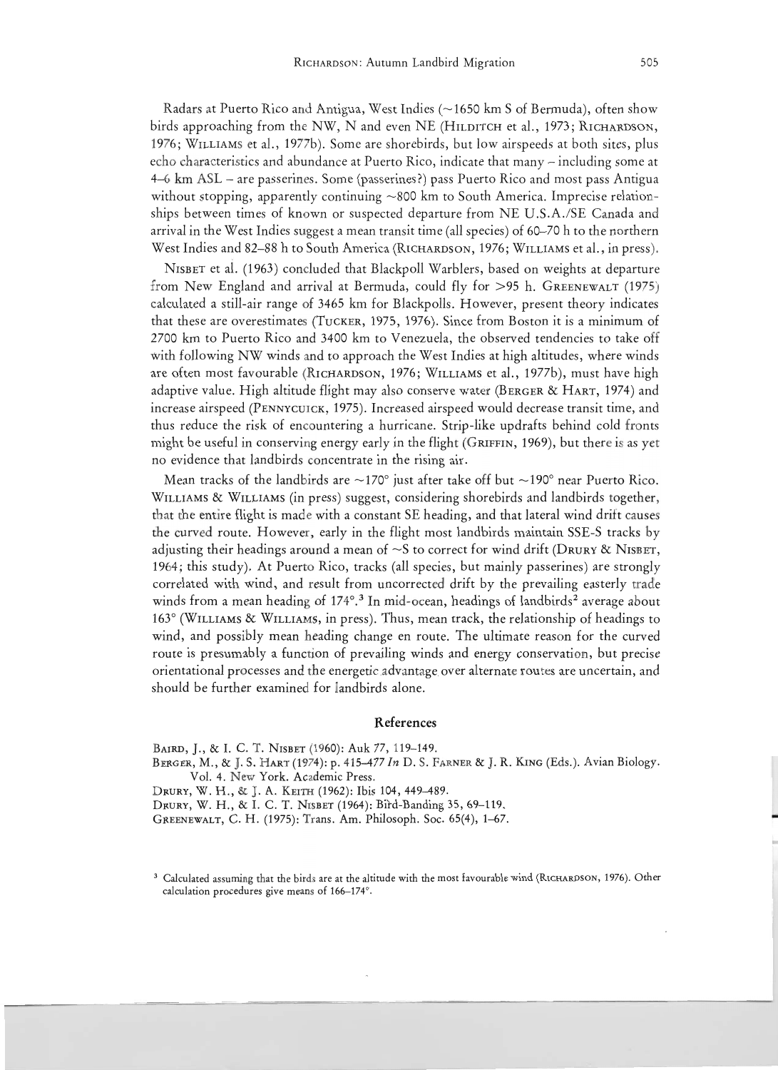Radars at Puerto Rico and Antigua, West Indies (~1650 km S of Bermuda), often show birds approaching from the NW, N and even NE (HILDITCH et al., 1973; RICHARDSON, 1976; WILLIAMS et al., 1977b). Some are shorebirds, but low airspeeds at both sites, plus echo characteristics and abundance at Puerto Rico, indicate that many – including some at 4–6 km ASL – are passerines. Some (passerines?) pass Puerto Rico and most pass Antigua without stopping, apparently continuing ~800 km to South America. Imprecise relationships between times of known or suspected departure from NE U.S.A./SE Canada and arrival in the West Indies suggest a mean transit time (all species) of 60–70 h to the northern West Indies and 82–88 h to South America (RICHARDSON, 1976; WILLIAMS et al., in press).

NISBET et al. (1963) concluded that Blackpoll Warblers, based on weights at departure from New England and arrival at Bermuda, could fly for >95 h. GREENEWALT (1975) calculated a still-air range of 3465 km for Blackpolls. However, present theory indicates that these are overestimates (TUCKER, 1975, 1976). Since from Boston it is a minimum of 2700 km to Puerto Rico and 3400 km to Venezuela, the observed tendencies to take off with following NW winds and to approach the West Indies at high altitudes, where winds are often most favourable (RICHARDSON, 1976; WILLIAMS et al., 1977b), must have high adaptive value. High altitude flight may also conserve water (BERGER & HART, 1974) and increase airspeed (PENNYCUICK, 1975). Increased airspeed would decrease transit time, and thus reduce the risk of encountering a hurricane. Strip-like updrafts behind cold fronts might be useful in conserving energy early in the flight (GRIFFIN, 1969), but there is as yet no evidence that landbirds concentrate in the rising air.

Mean tracks of the landbirds are ~170° just after take off but ~190° near Puerto Rico. WILLIAMS & WILLIAMS (in press) suggest, considering shorebirds and landbirds together, that the entire flight is made with a constant SE heading, and that lateral wind drift causes the curved route. However, early in the flight most landbirds maintain SSE-S tracks by adjusting their headings around a mean of ~S to correct for wind drift (DRURY & NISBET, 1964; this study). At Puerto Rico, tracks (all species, but mainly passerines) are strongly correlated with wind, and result from uncorrected drift by the prevailing easterly trade winds from a mean heading of 174°.[3] In mid-ocean, headings of landbirds[2] average about 163° (WILLIAMS & WILLIAMS, in press). Thus, mean track, the relationship of headings to wind, and possibly mean heading change en route. The ultimate reason for the curved route is presumably a function of prevailing winds and energy conservation, but precise orientational processes and the energetic advantage over alternate routes are uncertain, and should be further examined for landbirds alone.

## References

BAIRD, J., & I. C. T. NISBET (1960): Auk 77, 119–149.

BERGER, M., & J. S. HART (1974): p. 415–477 *In* D. S. FARNER & J. R. KING (Eds.). Avian Biology. Vol. 4. New York. Academic Press.

DRURY, W. H., & J. A. KEITH (1962): Ibis 104, 449–489.

DRURY, W. H., & I. C. T. NISBET (1964): Bird-Banding 35, 69–119.

GREENEWALT, C. H. (1975): Trans. Am. Philosoph. Soc. 65(4), 1–67.

[3] Calculated assuming that the birds are at the altitude with the most favourable wind (RICHARDSON, 1976). Other calculation procedures give means of 166–174°.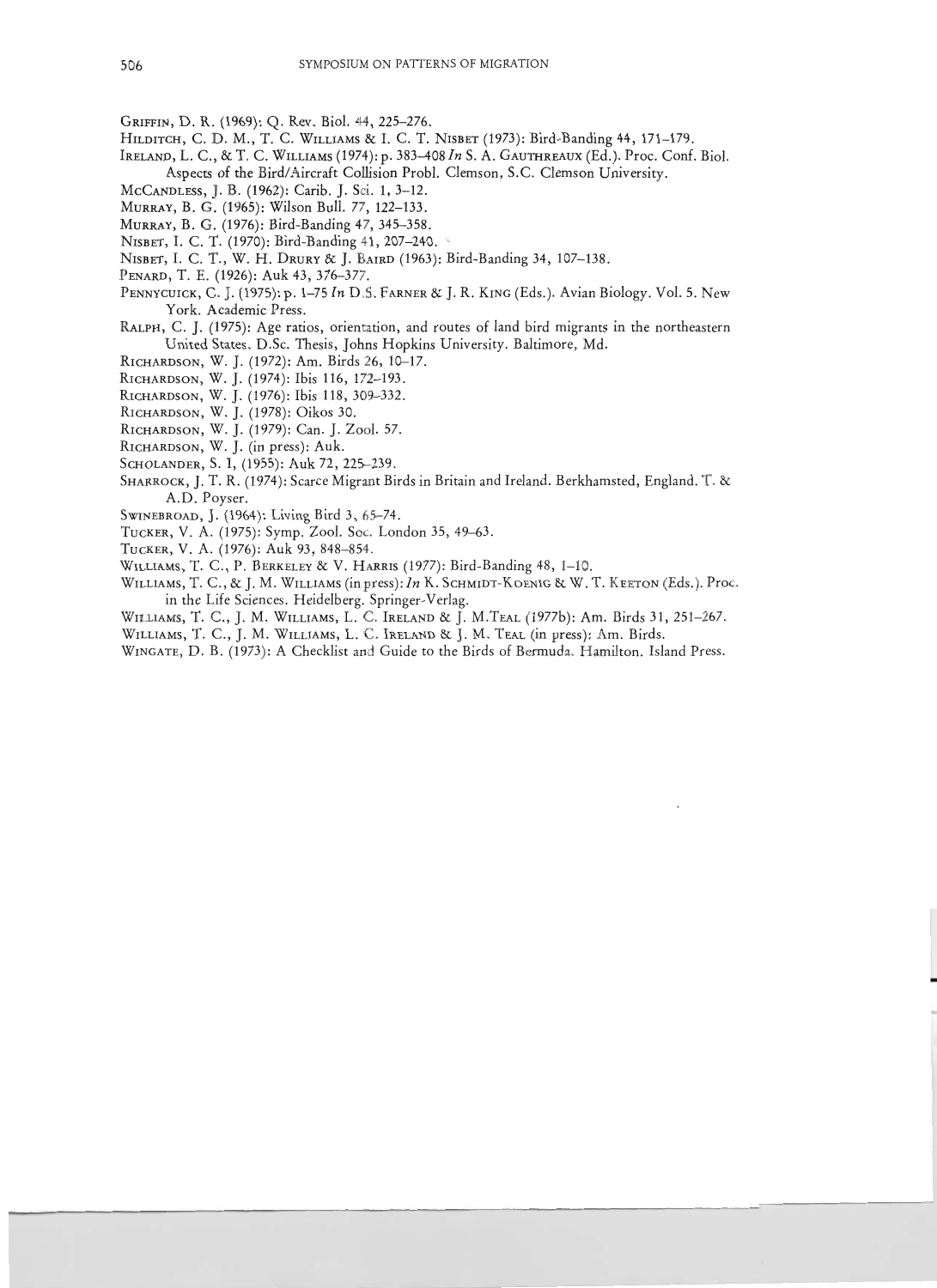GRIFFIN, D. R. (1969): Q. Rev. Biol. 44, 225–276.

HILDITCH, C. D. M., T. C. WILLIAMS & I. C. T. NISBET (1973): Bird-Banding 44, 171–179.

IRELAND, L. C., & T. C. WILLIAMS (1974): p. 383–408 *In* S. A. GAUTHREAUX (Ed.). Proc. Conf. Biol. Aspects of the Bird/Aircraft Collision Probl. Clemson, S.C. Clemson University.

MCCANDLESS, J. B. (1962): Carib. J. Sci. 1, 3–12.

MURRAY, B. G. (1965): Wilson Bull. 77, 122–133.

MURRAY, B. G. (1976): Bird-Banding 47, 345–358.

NISBET, I. C. T. (1970): Bird-Banding 41, 207–240.

NISBET, I. C. T., W. H. DRURY & J. BAIRD (1963): Bird-Banding 34, 107–138.

PENARD, T. E. (1926): Auk 43, 376–377.

PENNYCUICK, C. J. (1975): p. 1–75 *In* D.S. FARNER & J. R. KING (Eds.). Avian Biology. Vol. 5. New York. Academic Press.

RALPH, C. J. (1975): Age ratios, orientation, and routes of land bird migrants in the northeastern United States. D.Sc. Thesis, Johns Hopkins University. Baltimore, Md.

RICHARDSON, W. J. (1972): Am. Birds 26, 10–17.

RICHARDSON, W. J. (1974): Ibis 116, 172–193.

RICHARDSON, W. J. (1976): Ibis 118, 309–332.

RICHARDSON, W. J. (1978): Oikos 30.

RICHARDSON, W. J. (1979): Can. J. Zool. 57.

RICHARDSON, W. J. (in press): Auk.

SCHOLANDER, S. I, (1955): Auk 72, 225–239.

SHARROCK, J. T. R. (1974): Scarce Migrant Birds in Britain and Ireland. Berkhamsted, England. T. & A.D. Poyser.

SWINEBROAD, J. (1964): Living Bird 3, 65–74.

TUCKER, V. A. (1975): Symp. Zool. Soc. London 35, 49–63.

TUCKER, V. A. (1976): Auk 93, 848–854.

WILLIAMS, T. C., P. BERKELEY & V. HARRIS (1977): Bird-Banding 48, 1–10.

WILLIAMS, T. C., & J. M. WILLIAMS (in press): *In* K. SCHMIDT-KOENIG & W. T. KEETON (Eds.). Proc. in the Life Sciences. Heidelberg. Springer-Verlag.

WILLIAMS, T. C., J. M. WILLIAMS, L. C. IRELAND & J. M.TEAL (1977b): Am. Birds 31, 251–267.

WILLIAMS, T. C., J. M. WILLIAMS, L. C. IRELAND & J. M. TEAL (in press): Am. Birds.

WINGATE, D. B. (1973): A Checklist and Guide to the Birds of Bermuda. Hamilton. Island Press.